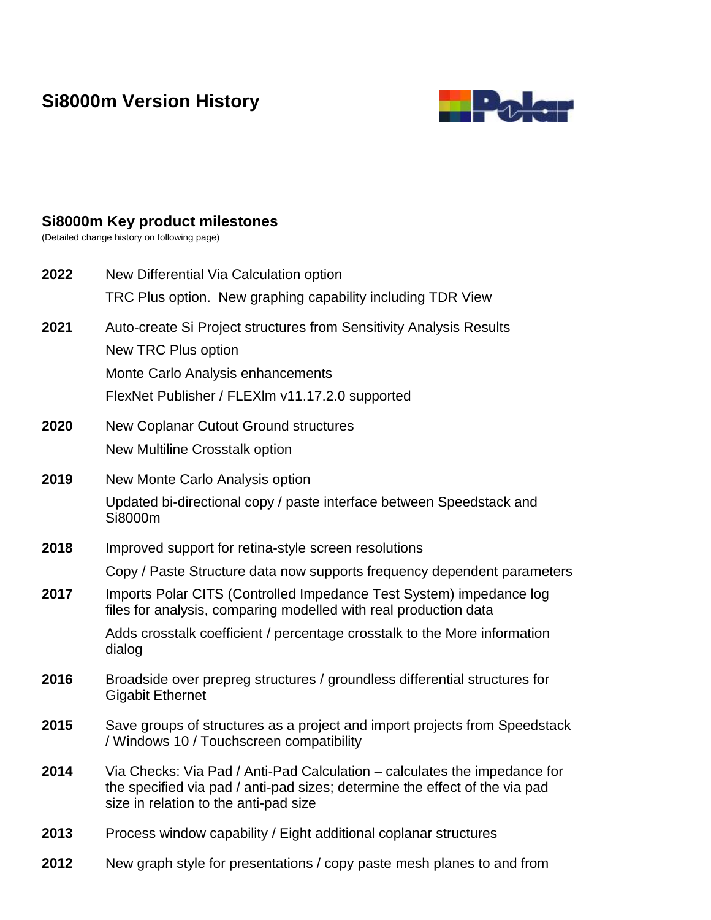# Si8000m Version History

## Si8000m Key product milestones

(Detailed change history on following page)

**2022** New Differential Via Calculation option

TRC Plus option. New graphing capability including TDR View

**2021** Auto-create Si Project structures from Sensitivity Analysis Results

New TRC Plus option

Monte Carlo Analysis enhancements

FlexNet Publisher / FLEXlm v11.17.2.0 supported

**2020** New Coplanar Cutout Ground structures

New Multiline Crosstalk option

**2019** New Monte Carlo Analysis option

Updated bi-directional copy / paste interface between Speedstack and Si8000m

**2018** Improved support for retina-style screen resolutions

Copy / Paste Structure data now supports frequency dependent parameters

**2017** Imports Polar CITS (Controlled Impedance Test System) impedance log files for analysis, comparing modelled with real production data

Adds crosstalk coefficient / percentage crosstalk to the More information dialog

**2016** Broadside over prepreg structures / groundless differential structures for Gigabit Ethernet

**2015** Save groups of structures as a project and import projects from Speedstack / Windows 10 / Touchscreen compatibility

**2014** Via Checks: Via Pad / Anti-Pad Calculation – calculates the impedance for the specified via pad / anti-pad sizes; determine the effect of the via pad size in relation to the anti-pad size

**2013** Process window capability / Eight additional coplanar structures

**2012** New graph style for presentations / copy paste mesh planes to and from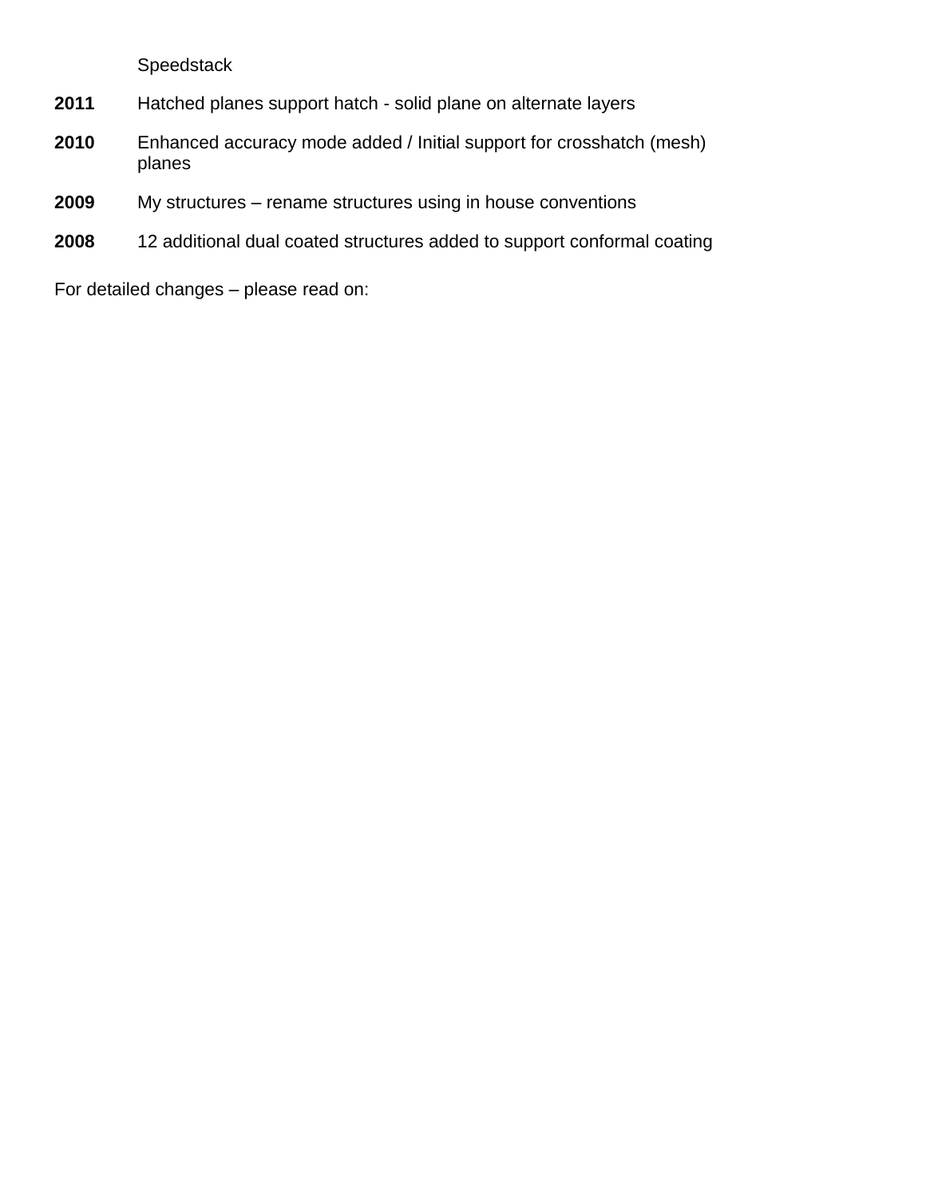Speedstack

**2011** Hatched planes support hatch - solid plane on alternate layers

**2010** Enhanced accuracy mode added / Initial support for crosshatch (mesh) planes

**2009** My structures – rename structures using in house conventions

**2008** 12 additional dual coated structures added to support conformal coating

For detailed changes – please read on: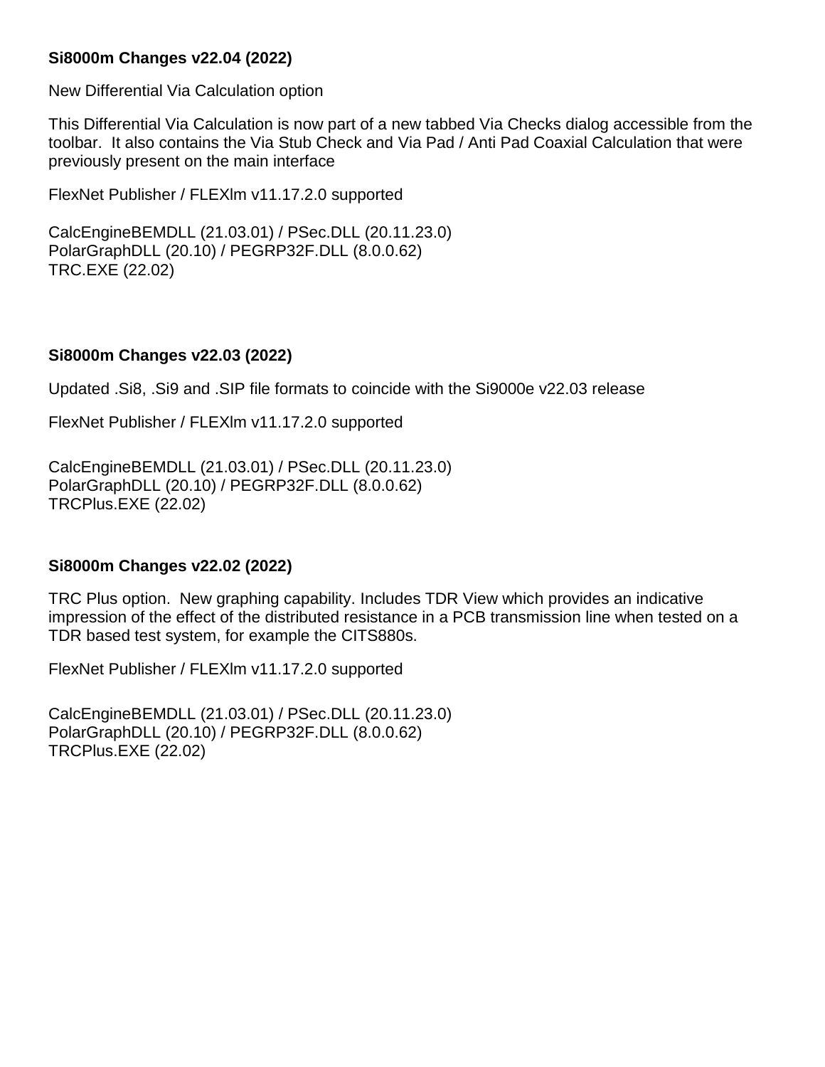**Si8000m Changes v22.04 (2022)**

New Differential Via Calculation option

This Differential Via Calculation is now part of a new tabbed Via Checks dialog accessible from the toolbar. It also contains the Via Stub Check and Via Pad / Anti Pad Coaxial Calculation that were previously present on the main interface

FlexNet Publisher / FLEXlm v11.17.2.0 supported

CalcEngineBEMDLL (21.03.01) / PSec.DLL (20.11.23.0)
PolarGraphDLL (20.10) / PEGRP32F.DLL (8.0.0.62)
TRC.EXE (22.02)

**Si8000m Changes v22.03 (2022)**

Updated .Si8, .Si9 and .SIP file formats to coincide with the Si9000e v22.03 release

FlexNet Publisher / FLEXlm v11.17.2.0 supported

CalcEngineBEMDLL (21.03.01) / PSec.DLL (20.11.23.0)
PolarGraphDLL (20.10) / PEGRP32F.DLL (8.0.0.62)
TRCPlus.EXE (22.02)

**Si8000m Changes v22.02 (2022)**

TRC Plus option. New graphing capability. Includes TDR View which provides an indicative impression of the effect of the distributed resistance in a PCB transmission line when tested on a TDR based test system, for example the CITS880s.

FlexNet Publisher / FLEXlm v11.17.2.0 supported

CalcEngineBEMDLL (21.03.01) / PSec.DLL (20.11.23.0)
PolarGraphDLL (20.10) / PEGRP32F.DLL (8.0.0.62)
TRCPlus.EXE (22.02)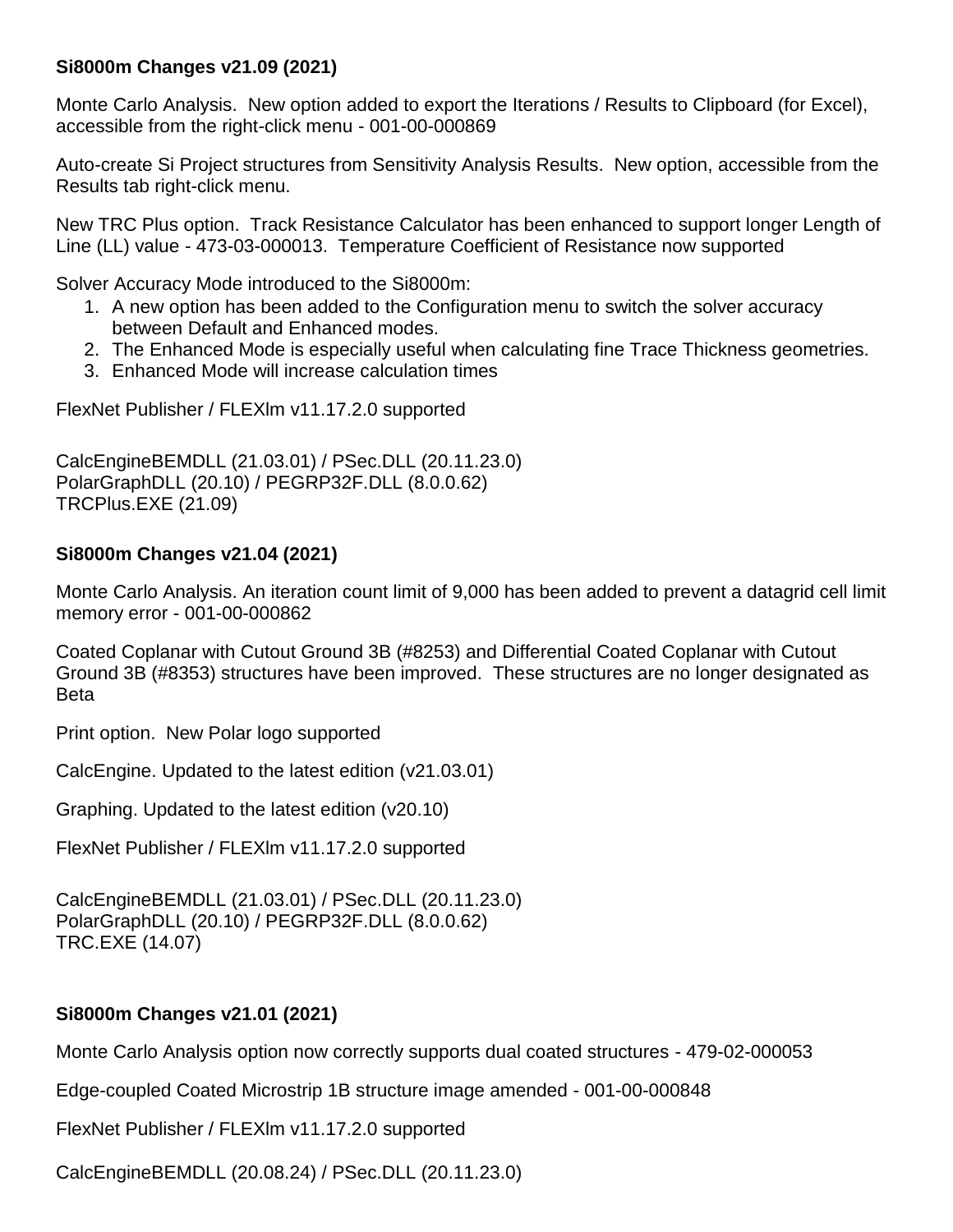**Si8000m Changes v21.09 (2021)**

Monte Carlo Analysis. New option added to export the Iterations / Results to Clipboard (for Excel), accessible from the right-click menu - 001-00-000869

Auto-create Si Project structures from Sensitivity Analysis Results. New option, accessible from the Results tab right-click menu.

New TRC Plus option. Track Resistance Calculator has been enhanced to support longer Length of Line (LL) value - 473-03-000013. Temperature Coefficient of Resistance now supported

Solver Accuracy Mode introduced to the Si8000m:

1. A new option has been added to the Configuration menu to switch the solver accuracy between Default and Enhanced modes.
2. The Enhanced Mode is especially useful when calculating fine Trace Thickness geometries.
3. Enhanced Mode will increase calculation times

FlexNet Publisher / FLEXlm v11.17.2.0 supported

CalcEngineBEMDLL (21.03.01) / PSec.DLL (20.11.23.0)
PolarGraphDLL (20.10) / PEGRP32F.DLL (8.0.0.62)
TRCPlus.EXE (21.09)

**Si8000m Changes v21.04 (2021)**

Monte Carlo Analysis. An iteration count limit of 9,000 has been added to prevent a datagrid cell limit memory error - 001-00-000862

Coated Coplanar with Cutout Ground 3B (#8253) and Differential Coated Coplanar with Cutout Ground 3B (#8353) structures have been improved. These structures are no longer designated as Beta

Print option. New Polar logo supported

CalcEngine. Updated to the latest edition (v21.03.01)

Graphing. Updated to the latest edition (v20.10)

FlexNet Publisher / FLEXlm v11.17.2.0 supported

CalcEngineBEMDLL (21.03.01) / PSec.DLL (20.11.23.0)
PolarGraphDLL (20.10) / PEGRP32F.DLL (8.0.0.62)
TRC.EXE (14.07)

**Si8000m Changes v21.01 (2021)**

Monte Carlo Analysis option now correctly supports dual coated structures - 479-02-000053

Edge-coupled Coated Microstrip 1B structure image amended - 001-00-000848

FlexNet Publisher / FLEXlm v11.17.2.0 supported

CalcEngineBEMDLL (20.08.24) / PSec.DLL (20.11.23.0)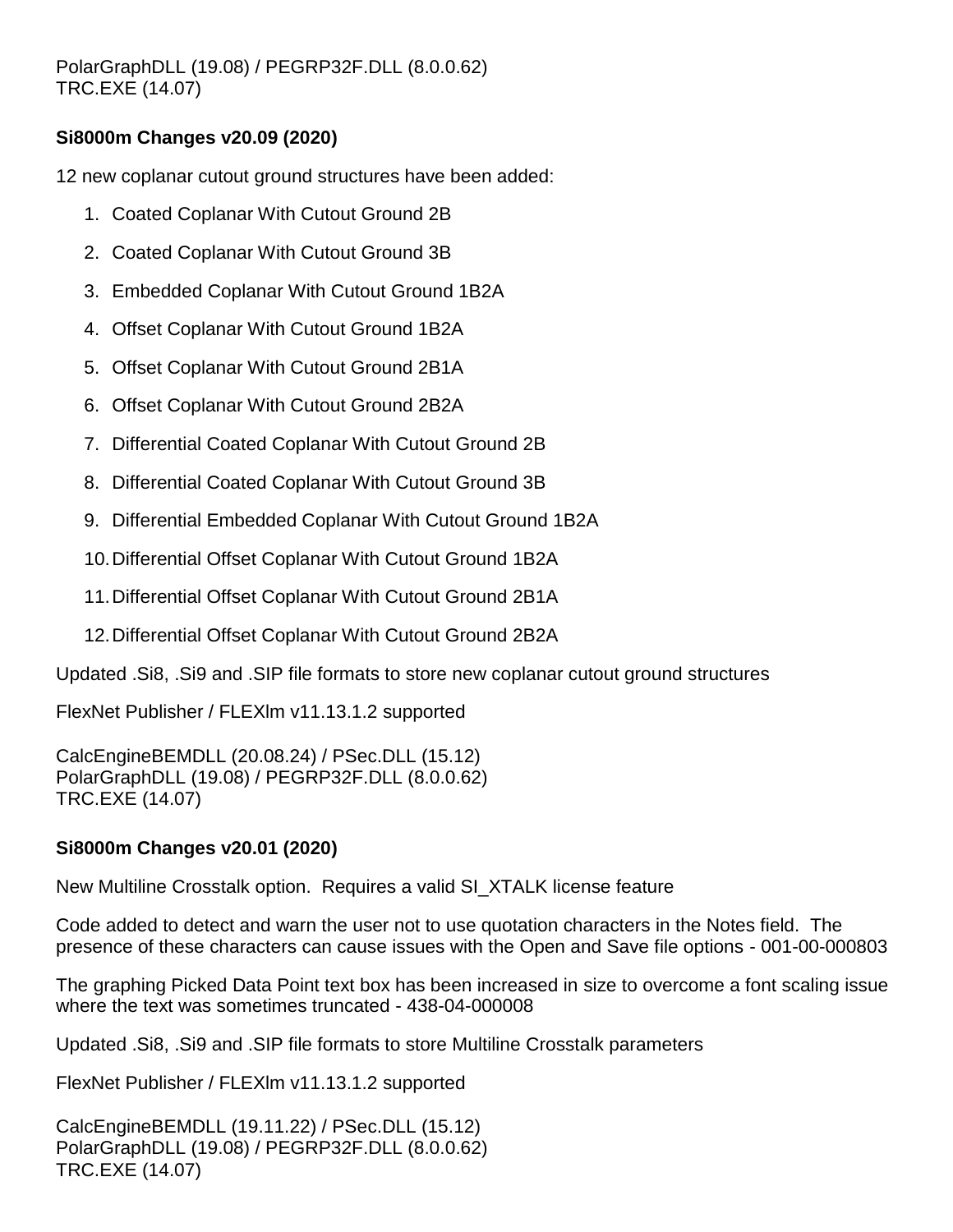PolarGraphDLL (19.08) / PEGRP32F.DLL (8.0.0.62)
TRC.EXE (14.07)

**Si8000m Changes v20.09 (2020)**

12 new coplanar cutout ground structures have been added:

1. Coated Coplanar With Cutout Ground 2B
2. Coated Coplanar With Cutout Ground 3B
3. Embedded Coplanar With Cutout Ground 1B2A
4. Offset Coplanar With Cutout Ground 1B2A
5. Offset Coplanar With Cutout Ground 2B1A
6. Offset Coplanar With Cutout Ground 2B2A
7. Differential Coated Coplanar With Cutout Ground 2B
8. Differential Coated Coplanar With Cutout Ground 3B
9. Differential Embedded Coplanar With Cutout Ground 1B2A
10. Differential Offset Coplanar With Cutout Ground 1B2A
11. Differential Offset Coplanar With Cutout Ground 2B1A
12. Differential Offset Coplanar With Cutout Ground 2B2A

Updated .Si8, .Si9 and .SIP file formats to store new coplanar cutout ground structures

FlexNet Publisher / FLEXlm v11.13.1.2 supported

CalcEngineBEMDLL (20.08.24) / PSec.DLL (15.12)
PolarGraphDLL (19.08) / PEGRP32F.DLL (8.0.0.62)
TRC.EXE (14.07)

**Si8000m Changes v20.01 (2020)**

New Multiline Crosstalk option. Requires a valid SI_XTALK license feature

Code added to detect and warn the user not to use quotation characters in the Notes field. The presence of these characters can cause issues with the Open and Save file options - 001-00-000803

The graphing Picked Data Point text box has been increased in size to overcome a font scaling issue where the text was sometimes truncated - 438-04-000008

Updated .Si8, .Si9 and .SIP file formats to store Multiline Crosstalk parameters

FlexNet Publisher / FLEXlm v11.13.1.2 supported

CalcEngineBEMDLL (19.11.22) / PSec.DLL (15.12)
PolarGraphDLL (19.08) / PEGRP32F.DLL (8.0.0.62)
TRC.EXE (14.07)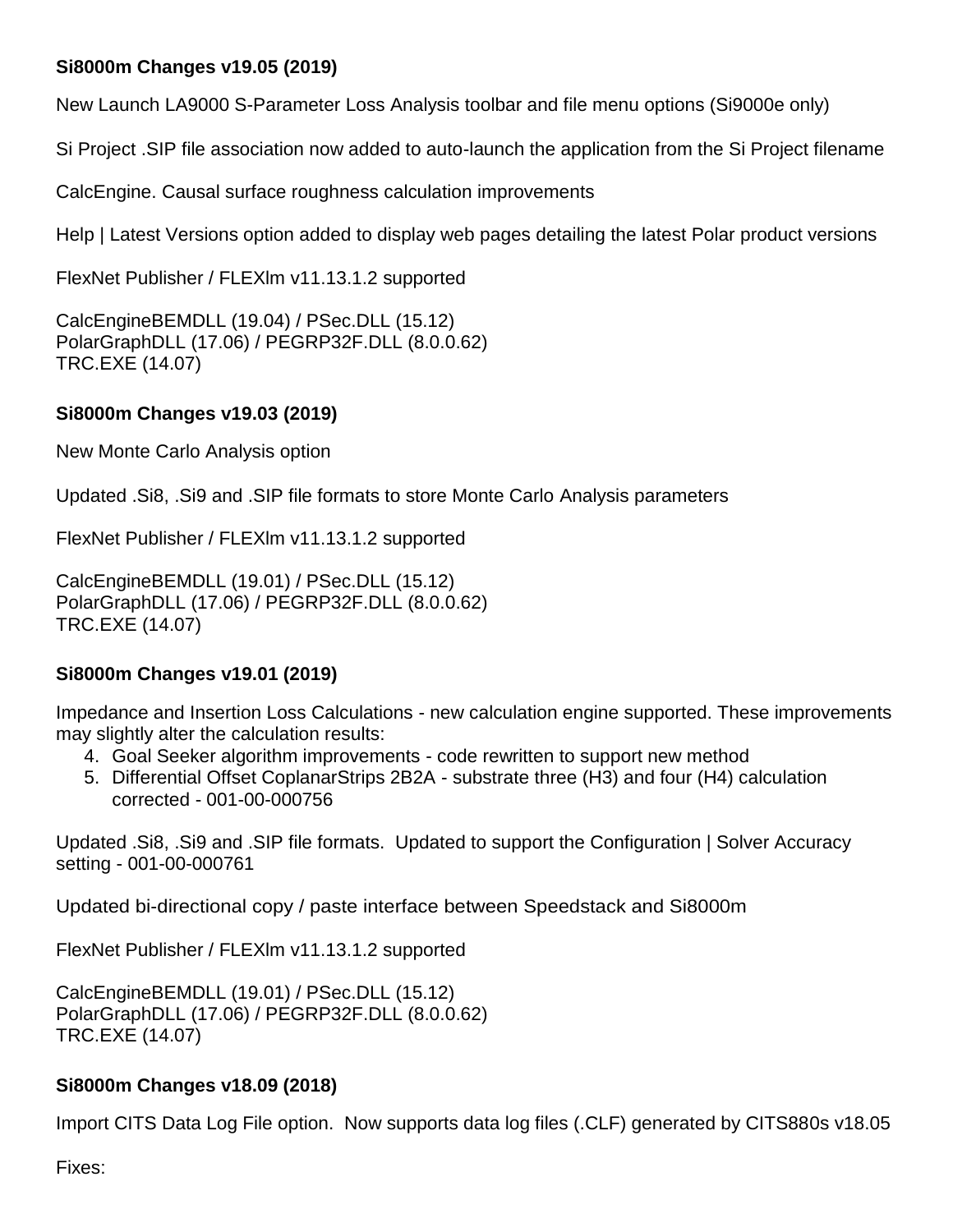**Si8000m Changes v19.05 (2019)**

New Launch LA9000 S-Parameter Loss Analysis toolbar and file menu options (Si9000e only)

Si Project .SIP file association now added to auto-launch the application from the Si Project filename

CalcEngine. Causal surface roughness calculation improvements

Help | Latest Versions option added to display web pages detailing the latest Polar product versions

FlexNet Publisher / FLEXlm v11.13.1.2 supported

CalcEngineBEMDLL (19.04) / PSec.DLL (15.12)
PolarGraphDLL (17.06) / PEGRP32F.DLL (8.0.0.62)
TRC.EXE (14.07)

**Si8000m Changes v19.03 (2019)**

New Monte Carlo Analysis option

Updated .Si8, .Si9 and .SIP file formats to store Monte Carlo Analysis parameters

FlexNet Publisher / FLEXlm v11.13.1.2 supported

CalcEngineBEMDLL (19.01) / PSec.DLL (15.12)
PolarGraphDLL (17.06) / PEGRP32F.DLL (8.0.0.62)
TRC.EXE (14.07)

**Si8000m Changes v19.01 (2019)**

Impedance and Insertion Loss Calculations - new calculation engine supported. These improvements may slightly alter the calculation results:

4. Goal Seeker algorithm improvements - code rewritten to support new method
5. Differential Offset CoplanarStrips 2B2A - substrate three (H3) and four (H4) calculation corrected - 001-00-000756

Updated .Si8, .Si9 and .SIP file formats. Updated to support the Configuration | Solver Accuracy setting - 001-00-000761

Updated bi-directional copy / paste interface between Speedstack and Si8000m

FlexNet Publisher / FLEXlm v11.13.1.2 supported

CalcEngineBEMDLL (19.01) / PSec.DLL (15.12)
PolarGraphDLL (17.06) / PEGRP32F.DLL (8.0.0.62)
TRC.EXE (14.07)

**Si8000m Changes v18.09 (2018)**

Import CITS Data Log File option. Now supports data log files (.CLF) generated by CITS880s v18.05

Fixes: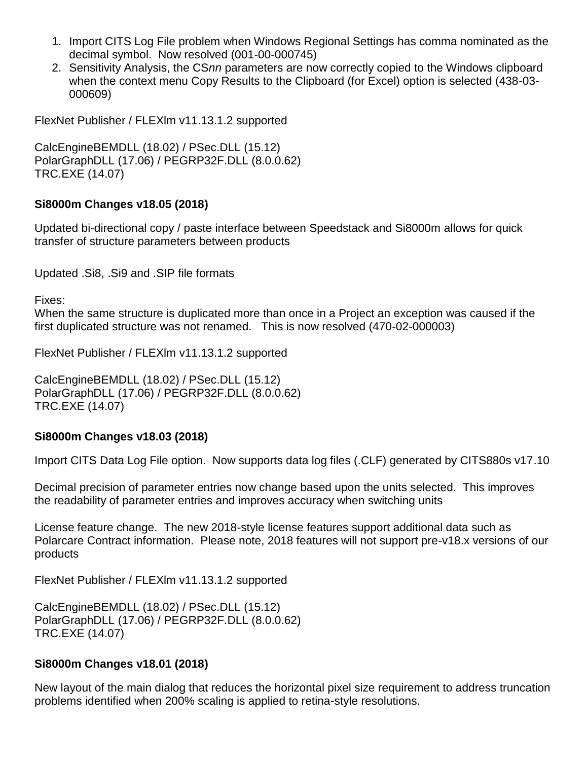1. Import CITS Log File problem when Windows Regional Settings has comma nominated as the decimal symbol.  Now resolved (001-00-000745)
2. Sensitivity Analysis, the CS*nn* parameters are now correctly copied to the Windows clipboard when the context menu Copy Results to the Clipboard (for Excel) option is selected (438-03-000609)

FlexNet Publisher / FLEXlm v11.13.1.2 supported

CalcEngineBEMDLL (18.02) / PSec.DLL (15.12)
PolarGraphDLL (17.06) / PEGRP32F.DLL (8.0.0.62)
TRC.EXE (14.07)

**Si8000m Changes v18.05 (2018)**

Updated bi-directional copy / paste interface between Speedstack and Si8000m allows for quick transfer of structure parameters between products

Updated .Si8, .Si9 and .SIP file formats

Fixes:
When the same structure is duplicated more than once in a Project an exception was caused if the first duplicated structure was not renamed.   This is now resolved (470-02-000003)

FlexNet Publisher / FLEXlm v11.13.1.2 supported

CalcEngineBEMDLL (18.02) / PSec.DLL (15.12)
PolarGraphDLL (17.06) / PEGRP32F.DLL (8.0.0.62)
TRC.EXE (14.07)

**Si8000m Changes v18.03 (2018)**

Import CITS Data Log File option.  Now supports data log files (.CLF) generated by CITS880s v17.10

Decimal precision of parameter entries now change based upon the units selected.  This improves the readability of parameter entries and improves accuracy when switching units

License feature change.  The new 2018-style license features support additional data such as Polarcare Contract information.  Please note, 2018 features will not support pre-v18.x versions of our products

FlexNet Publisher / FLEXlm v11.13.1.2 supported

CalcEngineBEMDLL (18.02) / PSec.DLL (15.12)
PolarGraphDLL (17.06) / PEGRP32F.DLL (8.0.0.62)
TRC.EXE (14.07)

**Si8000m Changes v18.01 (2018)**

New layout of the main dialog that reduces the horizontal pixel size requirement to address truncation problems identified when 200% scaling is applied to retina-style resolutions.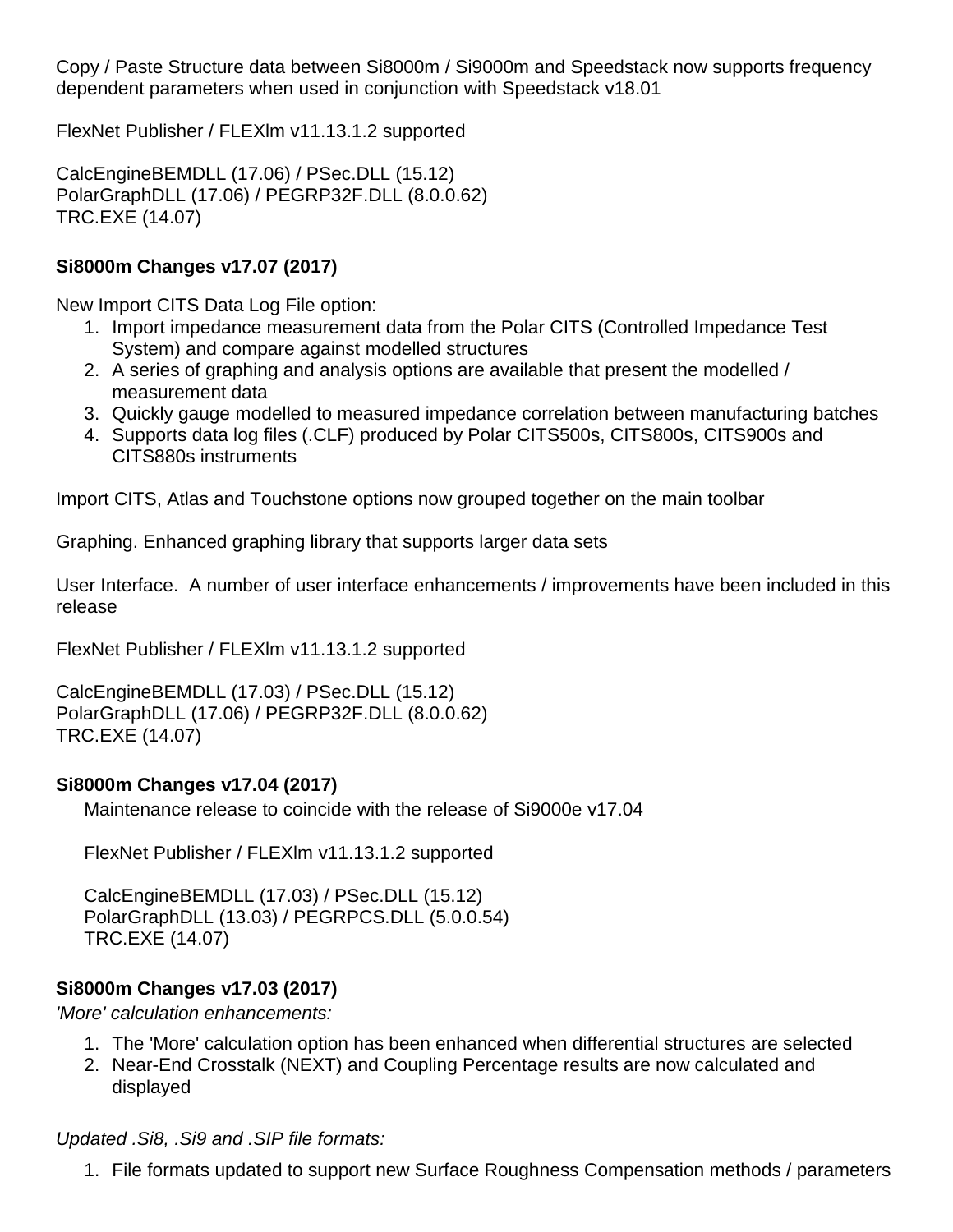Copy / Paste Structure data between Si8000m / Si9000m and Speedstack now supports frequency dependent parameters when used in conjunction with Speedstack v18.01

FlexNet Publisher / FLEXlm v11.13.1.2 supported

CalcEngineBEMDLL (17.06) / PSec.DLL (15.12)
PolarGraphDLL (17.06) / PEGRP32F.DLL (8.0.0.62)
TRC.EXE (14.07)

### Si8000m Changes v17.07 (2017)

New Import CITS Data Log File option:

1. Import impedance measurement data from the Polar CITS (Controlled Impedance Test System) and compare against modelled structures
2. A series of graphing and analysis options are available that present the modelled / measurement data
3. Quickly gauge modelled to measured impedance correlation between manufacturing batches
4. Supports data log files (.CLF) produced by Polar CITS500s, CITS800s, CITS900s and CITS880s instruments

Import CITS, Atlas and Touchstone options now grouped together on the main toolbar

Graphing. Enhanced graphing library that supports larger data sets

User Interface. A number of user interface enhancements / improvements have been included in this release

FlexNet Publisher / FLEXlm v11.13.1.2 supported

CalcEngineBEMDLL (17.03) / PSec.DLL (15.12)
PolarGraphDLL (17.06) / PEGRP32F.DLL (8.0.0.62)
TRC.EXE (14.07)

### Si8000m Changes v17.04 (2017)

Maintenance release to coincide with the release of Si9000e v17.04

FlexNet Publisher / FLEXlm v11.13.1.2 supported

CalcEngineBEMDLL (17.03) / PSec.DLL (15.12)
PolarGraphDLL (13.03) / PEGRPCS.DLL (5.0.0.54)
TRC.EXE (14.07)

### Si8000m Changes v17.03 (2017)

*'More' calculation enhancements:*

1. The 'More' calculation option has been enhanced when differential structures are selected
2. Near-End Crosstalk (NEXT) and Coupling Percentage results are now calculated and displayed

*Updated .Si8, .Si9 and .SIP file formats:*

1. File formats updated to support new Surface Roughness Compensation methods / parameters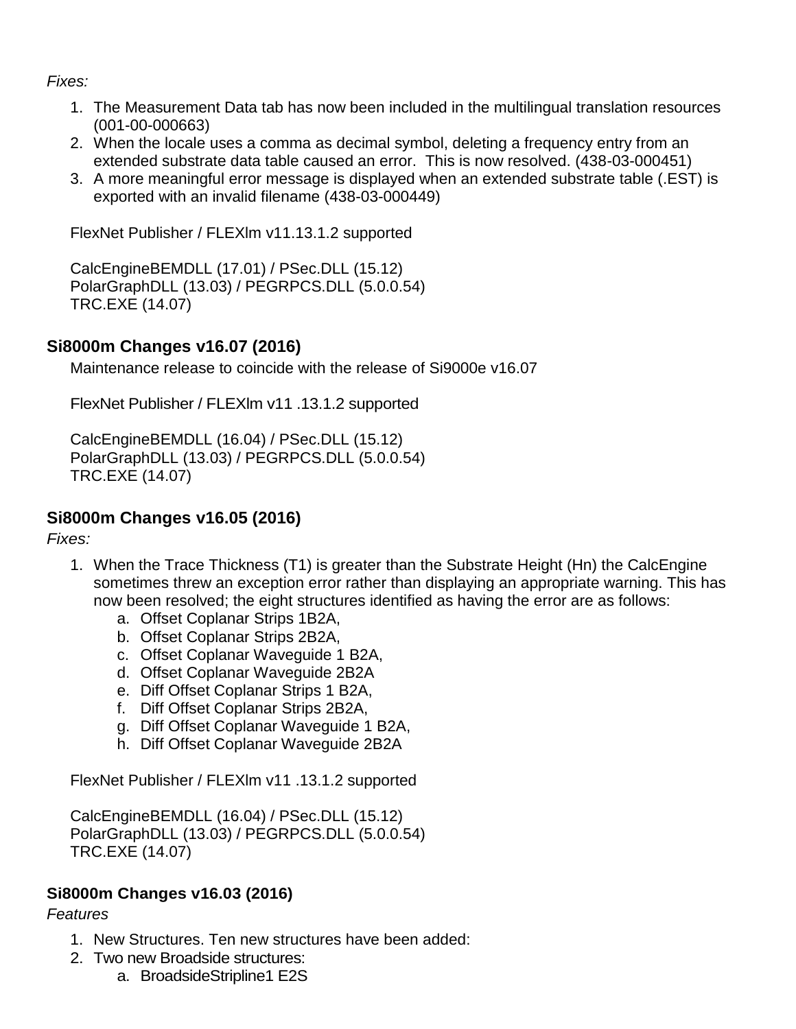*Fixes:*

1. The Measurement Data tab has now been included in the multilingual translation resources (001-00-000663)
2. When the locale uses a comma as decimal symbol, deleting a frequency entry from an extended substrate data table caused an error. This is now resolved. (438-03-000451)
3. A more meaningful error message is displayed when an extended substrate table (.EST) is exported with an invalid filename (438-03-000449)

FlexNet Publisher / FLEXlm v11.13.1.2 supported

CalcEngineBEMDLL (17.01) / PSec.DLL (15.12)
PolarGraphDLL (13.03) / PEGRPCS.DLL (5.0.0.54)
TRC.EXE (14.07)

### Si8000m Changes v16.07 (2016)

Maintenance release to coincide with the release of Si9000e v16.07

FlexNet Publisher / FLEXlm v11 .13.1.2 supported

CalcEngineBEMDLL (16.04) / PSec.DLL (15.12)
PolarGraphDLL (13.03) / PEGRPCS.DLL (5.0.0.54)
TRC.EXE (14.07)

### Si8000m Changes v16.05 (2016)

*Fixes:*

1. When the Trace Thickness (T1) is greater than the Substrate Height (Hn) the CalcEngine sometimes threw an exception error rather than displaying an appropriate warning. This has now been resolved; the eight structures identified as having the error are as follows:
   a. Offset Coplanar Strips 1B2A,
   b. Offset Coplanar Strips 2B2A,
   c. Offset Coplanar Waveguide 1 B2A,
   d. Offset Coplanar Waveguide 2B2A
   e. Diff Offset Coplanar Strips 1 B2A,
   f. Diff Offset Coplanar Strips 2B2A,
   g. Diff Offset Coplanar Waveguide 1 B2A,
   h. Diff Offset Coplanar Waveguide 2B2A

FlexNet Publisher / FLEXlm v11 .13.1.2 supported

CalcEngineBEMDLL (16.04) / PSec.DLL (15.12)
PolarGraphDLL (13.03) / PEGRPCS.DLL (5.0.0.54)
TRC.EXE (14.07)

### Si8000m Changes v16.03 (2016)

*Features*

1. New Structures. Ten new structures have been added:
2. Two new Broadside structures:
   a. BroadsideStripline1 E2S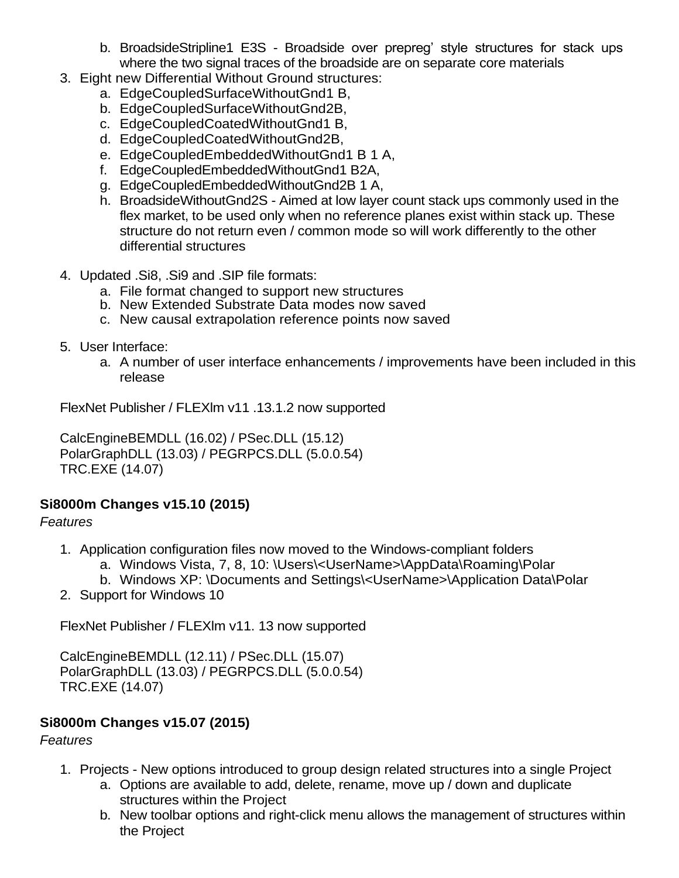b. BroadsideStripline1 E3S - Broadside over prepreg' style structures for stack ups where the two signal traces of the broadside are on separate core materials

3. Eight new Differential Without Ground structures:
   a. EdgeCoupledSurfaceWithoutGnd1 B,
   b. EdgeCoupledSurfaceWithoutGnd2B,
   c. EdgeCoupledCoatedWithoutGnd1 B,
   d. EdgeCoupledCoatedWithoutGnd2B,
   e. EdgeCoupledEmbeddedWithoutGnd1 B 1 A,
   f. EdgeCoupledEmbeddedWithoutGnd1 B2A,
   g. EdgeCoupledEmbeddedWithoutGnd2B 1 A,
   h. BroadsideWithoutGnd2S - Aimed at low layer count stack ups commonly used in the flex market, to be used only when no reference planes exist within stack up. These structure do not return even / common mode so will work differently to the other differential structures

4. Updated .Si8, .Si9 and .SIP file formats:
   a. File format changed to support new structures
   b. New Extended Substrate Data modes now saved
   c. New causal extrapolation reference points now saved

5. User Interface:
   a. A number of user interface enhancements / improvements have been included in this release

FlexNet Publisher / FLEXlm v11 .13.1.2 now supported

CalcEngineBEMDLL (16.02) / PSec.DLL (15.12)
PolarGraphDLL (13.03) / PEGRPCS.DLL (5.0.0.54)
TRC.EXE (14.07)

**Si8000m Changes v15.10 (2015)**

*Features*

1. Application configuration files now moved to the Windows-compliant folders
   a. Windows Vista, 7, 8, 10: \Users\<UserName>\AppData\Roaming\Polar
   b. Windows XP: \Documents and Settings\<UserName>\Application Data\Polar
2. Support for Windows 10

FlexNet Publisher / FLEXlm v11. 13 now supported

CalcEngineBEMDLL (12.11) / PSec.DLL (15.07)
PolarGraphDLL (13.03) / PEGRPCS.DLL (5.0.0.54)
TRC.EXE (14.07)

**Si8000m Changes v15.07 (2015)**

*Features*

1. Projects - New options introduced to group design related structures into a single Project
   a. Options are available to add, delete, rename, move up / down and duplicate structures within the Project
   b. New toolbar options and right-click menu allows the management of structures within the Project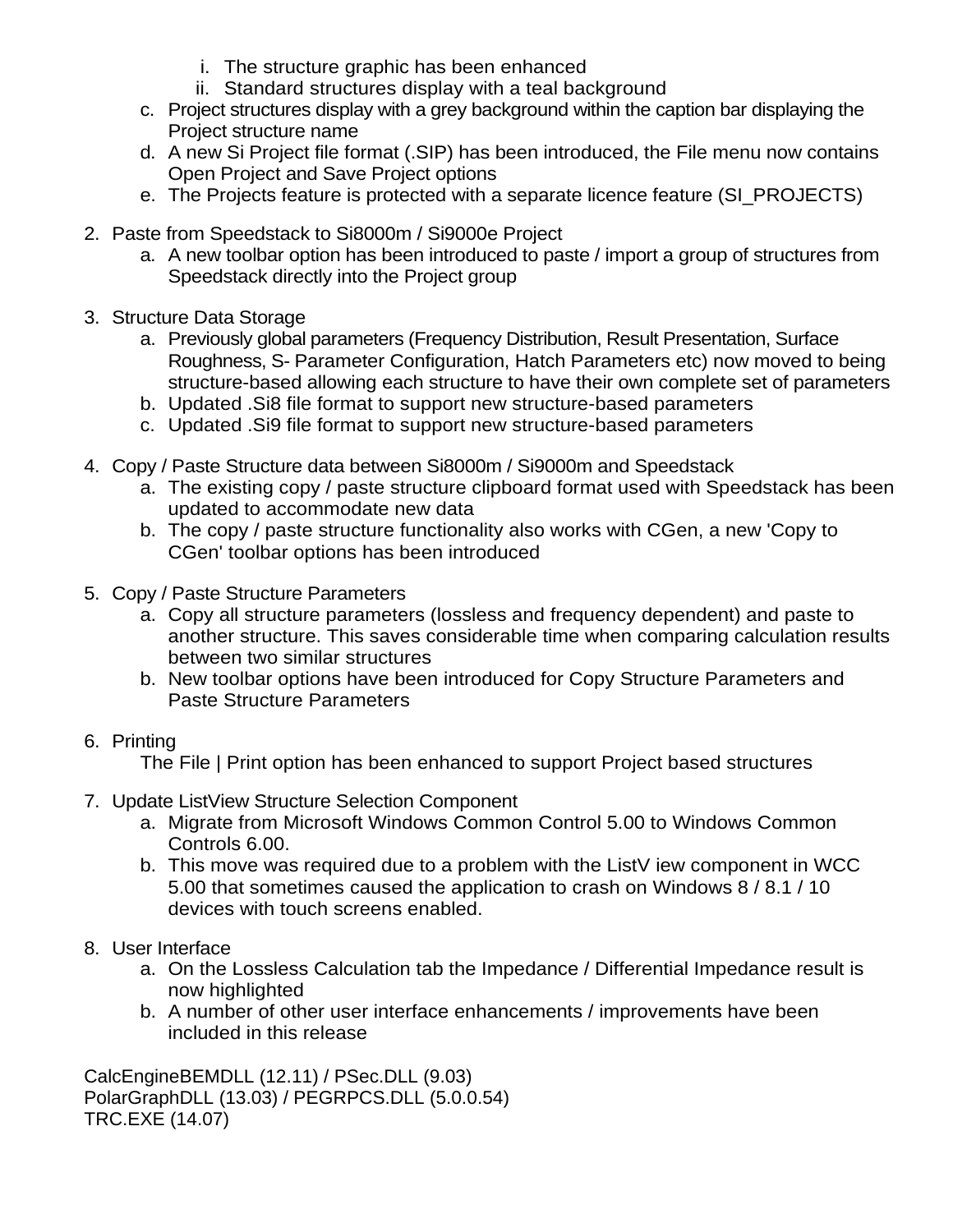i. The structure graphic has been enhanced
    ii. Standard structures display with a teal background

   c. Project structures display with a grey background within the caption bar displaying the Project structure name
   d. A new Si Project file format (.SIP) has been introduced, the File menu now contains Open Project and Save Project options
   e. The Projects feature is protected with a separate licence feature (SI_PROJECTS)

2. Paste from Speedstack to Si8000m / Si9000e Project
   a. A new toolbar option has been introduced to paste / import a group of structures from Speedstack directly into the Project group

3. Structure Data Storage
   a. Previously global parameters (Frequency Distribution, Result Presentation, Surface Roughness, S- Parameter Configuration, Hatch Parameters etc) now moved to being structure-based allowing each structure to have their own complete set of parameters
   b. Updated .Si8 file format to support new structure-based parameters
   c. Updated .Si9 file format to support new structure-based parameters

4. Copy / Paste Structure data between Si8000m / Si9000m and Speedstack
   a. The existing copy / paste structure clipboard format used with Speedstack has been updated to accommodate new data
   b. The copy / paste structure functionality also works with CGen, a new 'Copy to CGen' toolbar options has been introduced

5. Copy / Paste Structure Parameters
   a. Copy all structure parameters (lossless and frequency dependent) and paste to another structure. This saves considerable time when comparing calculation results between two similar structures
   b. New toolbar options have been introduced for Copy Structure Parameters and Paste Structure Parameters

6. Printing

   The File | Print option has been enhanced to support Project based structures

7. Update ListView Structure Selection Component
   a. Migrate from Microsoft Windows Common Control 5.00 to Windows Common Controls 6.00.
   b. This move was required due to a problem with the ListV iew component in WCC 5.00 that sometimes caused the application to crash on Windows 8 / 8.1 / 10 devices with touch screens enabled.

8. User Interface
   a. On the Lossless Calculation tab the Impedance / Differential Impedance result is now highlighted
   b. A number of other user interface enhancements / improvements have been included in this release

CalcEngineBEMDLL (12.11) / PSec.DLL (9.03)
PolarGraphDLL (13.03) / PEGRPCS.DLL (5.0.0.54)
TRC.EXE (14.07)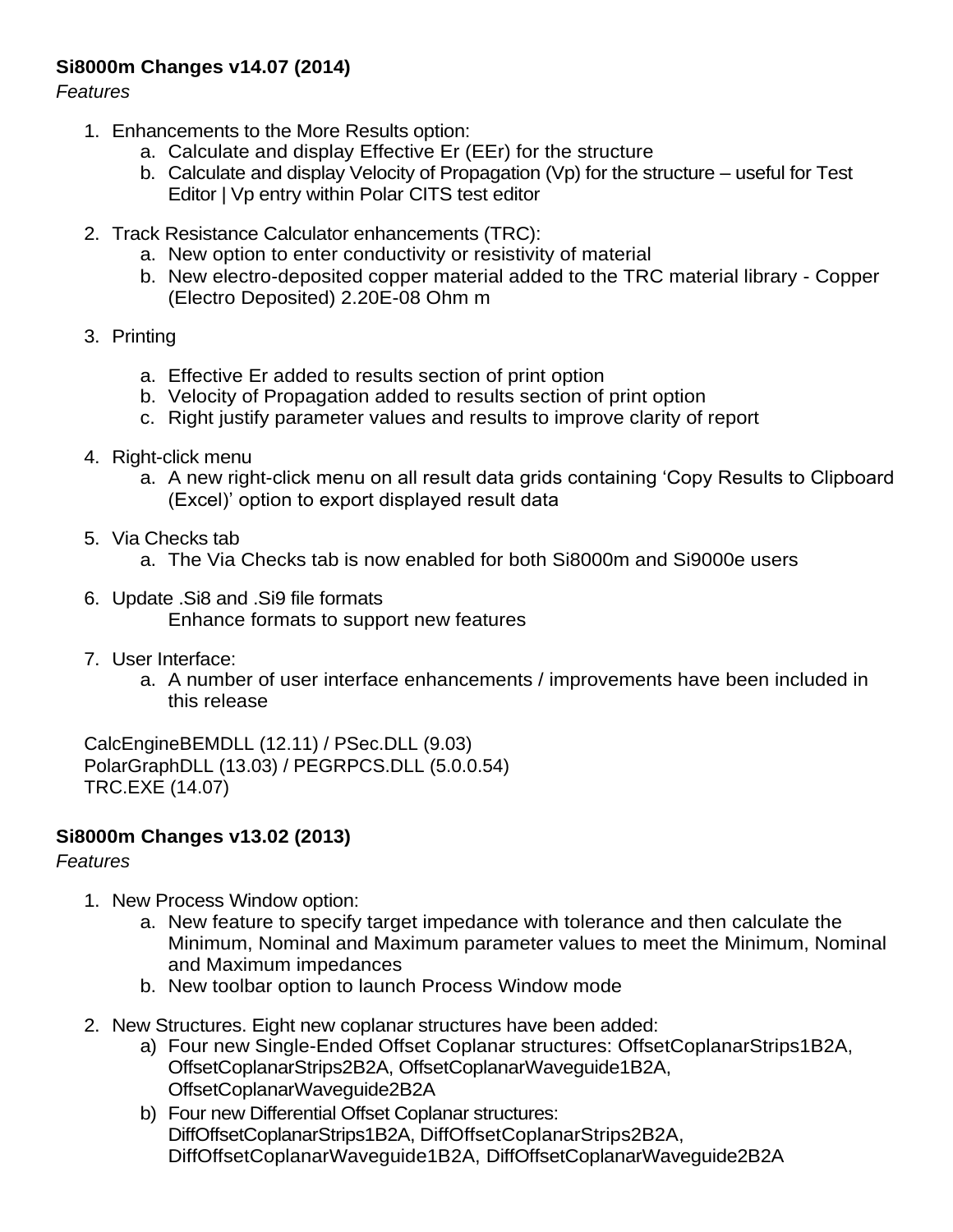**Si8000m Changes v14.07 (2014)**

*Features*

1. Enhancements to the More Results option:
   a. Calculate and display Effective Er (EEr) for the structure
   b. Calculate and display Velocity of Propagation (Vp) for the structure – useful for Test Editor | Vp entry within Polar CITS test editor

2. Track Resistance Calculator enhancements (TRC):
   a. New option to enter conductivity or resistivity of material
   b. New electro-deposited copper material added to the TRC material library - Copper (Electro Deposited) 2.20E-08 Ohm m

3. Printing

   a. Effective Er added to results section of print option
   b. Velocity of Propagation added to results section of print option
   c. Right justify parameter values and results to improve clarity of report

4. Right-click menu
   a. A new right-click menu on all result data grids containing 'Copy Results to Clipboard (Excel)' option to export displayed result data

5. Via Checks tab
   a. The Via Checks tab is now enabled for both Si8000m and Si9000e users

6. Update .Si8 and .Si9 file formats
   Enhance formats to support new features

7. User Interface:
   a. A number of user interface enhancements / improvements have been included in this release

CalcEngineBEMDLL (12.11) / PSec.DLL (9.03)
PolarGraphDLL (13.03) / PEGRPCS.DLL (5.0.0.54)
TRC.EXE (14.07)

**Si8000m Changes v13.02 (2013)**

*Features*

1. New Process Window option:
   a. New feature to specify target impedance with tolerance and then calculate the Minimum, Nominal and Maximum parameter values to meet the Minimum, Nominal and Maximum impedances
   b. New toolbar option to launch Process Window mode

2. New Structures. Eight new coplanar structures have been added:
   a) Four new Single-Ended Offset Coplanar structures: OffsetCoplanarStrips1B2A, OffsetCoplanarStrips2B2A, OffsetCoplanarWaveguide1B2A, OffsetCoplanarWaveguide2B2A
   b) Four new Differential Offset Coplanar structures: DiffOffsetCoplanarStrips1B2A, DiffOffsetCoplanarStrips2B2A, DiffOffsetCoplanarWaveguide1B2A, DiffOffsetCoplanarWaveguide2B2A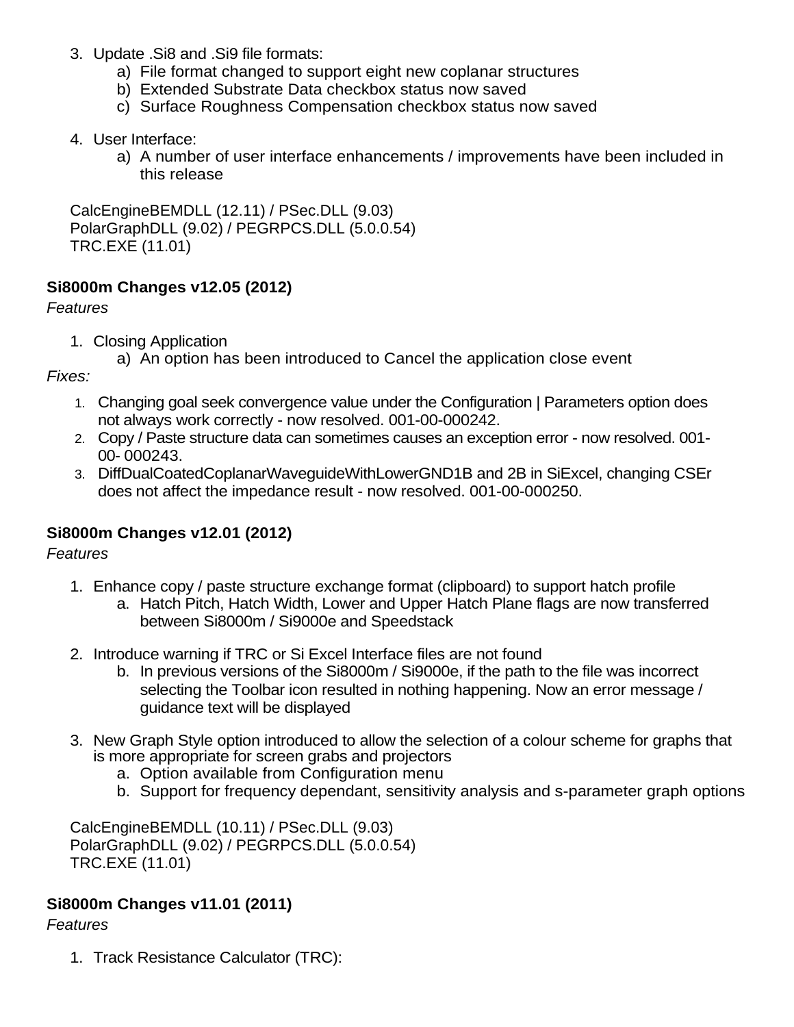3. Update .Si8 and .Si9 file formats:
    a) File format changed to support eight new coplanar structures
    b) Extended Substrate Data checkbox status now saved
    c) Surface Roughness Compensation checkbox status now saved

4. User Interface:
    a) A number of user interface enhancements / improvements have been included in this release

CalcEngineBEMDLL (12.11) / PSec.DLL (9.03)
PolarGraphDLL (9.02) / PEGRPCS.DLL (5.0.0.54)
TRC.EXE (11.01)

**Si8000m Changes v12.05 (2012)**

*Features*

1. Closing Application
    a) An option has been introduced to Cancel the application close event

*Fixes:*

1. Changing goal seek convergence value under the Configuration | Parameters option does not always work correctly - now resolved. 001-00-000242.
2. Copy / Paste structure data can sometimes causes an exception error - now resolved. 001-00- 000243.
3. DiffDualCoatedCoplanarWaveguideWithLowerGND1B and 2B in SiExcel, changing CSEr does not affect the impedance result - now resolved. 001-00-000250.

**Si8000m Changes v12.01 (2012)**

*Features*

1. Enhance copy / paste structure exchange format (clipboard) to support hatch profile
    a. Hatch Pitch, Hatch Width, Lower and Upper Hatch Plane flags are now transferred between Si8000m / Si9000e and Speedstack

2. Introduce warning if TRC or Si Excel Interface files are not found
    b. In previous versions of the Si8000m / Si9000e, if the path to the file was incorrect selecting the Toolbar icon resulted in nothing happening. Now an error message / guidance text will be displayed

3. New Graph Style option introduced to allow the selection of a colour scheme for graphs that is more appropriate for screen grabs and projectors
    a. Option available from Configuration menu
    b. Support for frequency dependant, sensitivity analysis and s-parameter graph options

CalcEngineBEMDLL (10.11) / PSec.DLL (9.03)
PolarGraphDLL (9.02) / PEGRPCS.DLL (5.0.0.54)
TRC.EXE (11.01)

**Si8000m Changes v11.01 (2011)**

*Features*

1. Track Resistance Calculator (TRC):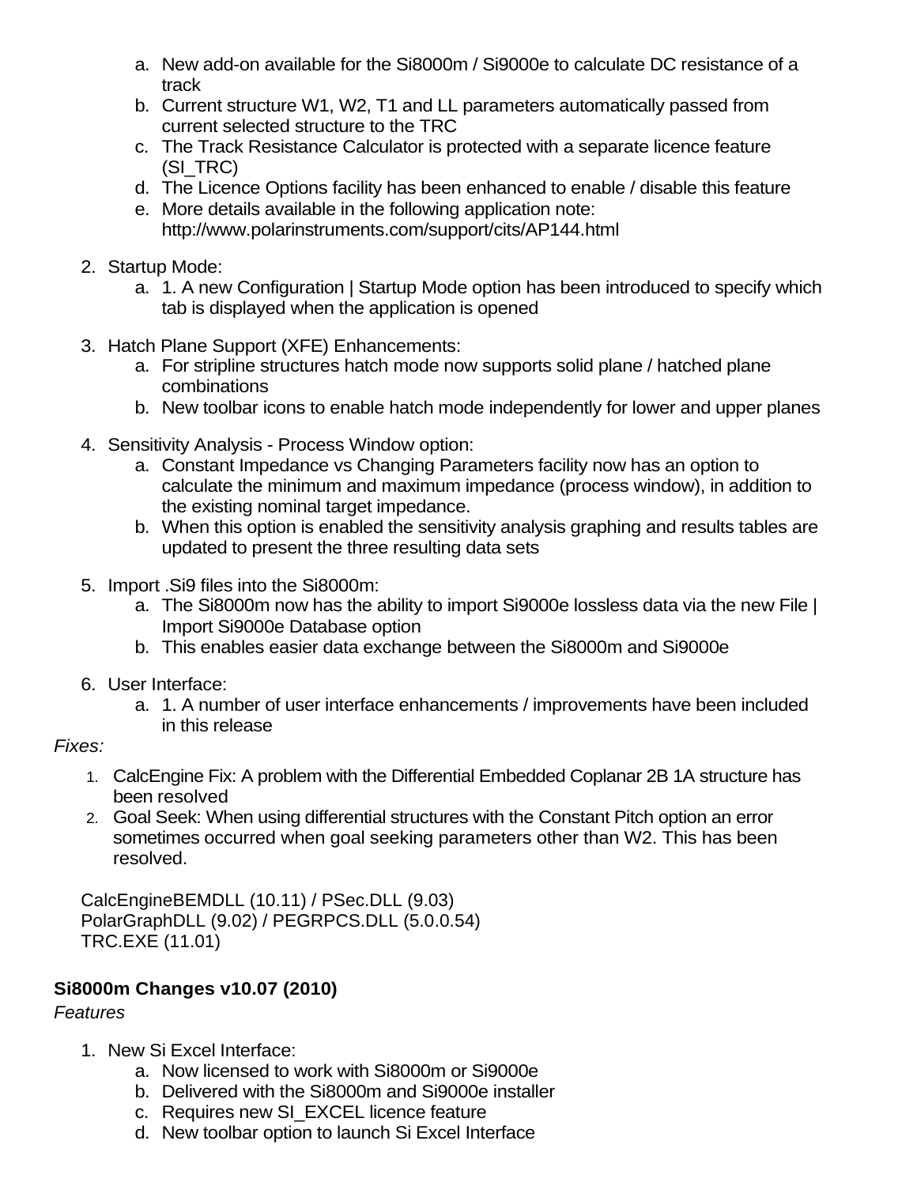a. New add-on available for the Si8000m / Si9000e to calculate DC resistance of a track
   b. Current structure W1, W2, T1 and LL parameters automatically passed from current selected structure to the TRC
   c. The Track Resistance Calculator is protected with a separate licence feature (SI_TRC)
   d. The Licence Options facility has been enhanced to enable / disable this feature
   e. More details available in the following application note: http://www.polarinstruments.com/support/cits/AP144.html

2. Startup Mode:
   a. 1. A new Configuration | Startup Mode option has been introduced to specify which tab is displayed when the application is opened

3. Hatch Plane Support (XFE) Enhancements:
   a. For stripline structures hatch mode now supports solid plane / hatched plane combinations
   b. New toolbar icons to enable hatch mode independently for lower and upper planes

4. Sensitivity Analysis - Process Window option:
   a. Constant Impedance vs Changing Parameters facility now has an option to calculate the minimum and maximum impedance (process window), in addition to the existing nominal target impedance.
   b. When this option is enabled the sensitivity analysis graphing and results tables are updated to present the three resulting data sets

5. Import .Si9 files into the Si8000m:
   a. The Si8000m now has the ability to import Si9000e lossless data via the new File | Import Si9000e Database option
   b. This enables easier data exchange between the Si8000m and Si9000e

6. User Interface:
   a. 1. A number of user interface enhancements / improvements have been included in this release

*Fixes:*

1. CalcEngine Fix: A problem with the Differential Embedded Coplanar 2B 1A structure has been resolved
2. Goal Seek: When using differential structures with the Constant Pitch option an error sometimes occurred when goal seeking parameters other than W2. This has been resolved.

CalcEngineBEMDLL (10.11) / PSec.DLL (9.03)
PolarGraphDLL (9.02) / PEGRPCS.DLL (5.0.0.54)
TRC.EXE (11.01)

**Si8000m Changes v10.07 (2010)**

*Features*

1. New Si Excel Interface:
   a. Now licensed to work with Si8000m or Si9000e
   b. Delivered with the Si8000m and Si9000e installer
   c. Requires new SI_EXCEL licence feature
   d. New toolbar option to launch Si Excel Interface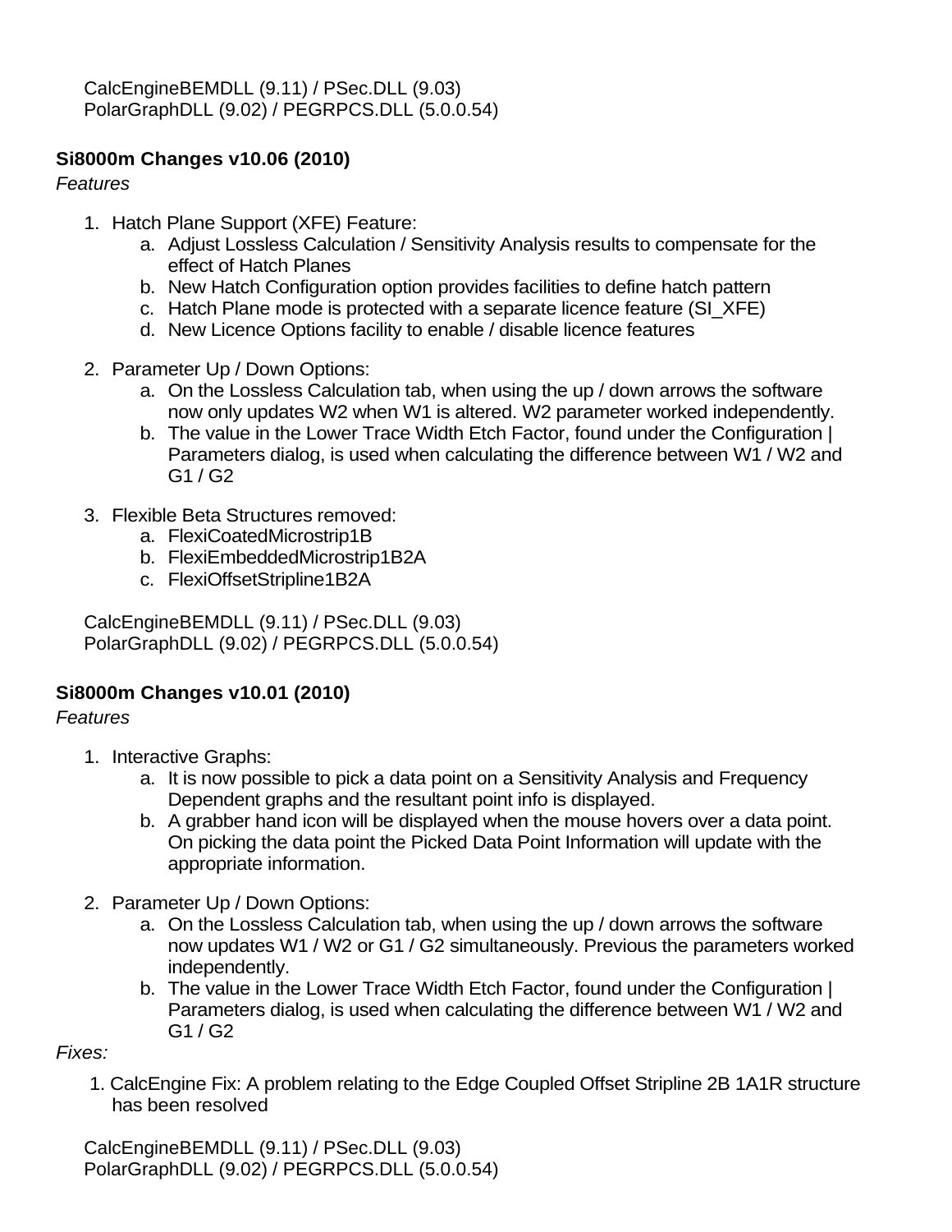CalcEngineBEMDLL (9.11) / PSec.DLL (9.03)
PolarGraphDLL (9.02) / PEGRPCS.DLL (5.0.0.54)

### Si8000m Changes v10.06 (2010)

*Features*

1. Hatch Plane Support (XFE) Feature:
   a. Adjust Lossless Calculation / Sensitivity Analysis results to compensate for the effect of Hatch Planes
   b. New Hatch Configuration option provides facilities to define hatch pattern
   c. Hatch Plane mode is protected with a separate licence feature (SI_XFE)
   d. New Licence Options facility to enable / disable licence features

2. Parameter Up / Down Options:
   a. On the Lossless Calculation tab, when using the up / down arrows the software now only updates W2 when W1 is altered. W2 parameter worked independently.
   b. The value in the Lower Trace Width Etch Factor, found under the Configuration | Parameters dialog, is used when calculating the difference between W1 / W2 and G1 / G2

3. Flexible Beta Structures removed:
   a. FlexiCoatedMicrostrip1B
   b. FlexiEmbeddedMicrostrip1B2A
   c. FlexiOffsetStripline1B2A

CalcEngineBEMDLL (9.11) / PSec.DLL (9.03)
PolarGraphDLL (9.02) / PEGRPCS.DLL (5.0.0.54)

### Si8000m Changes v10.01 (2010)

*Features*

1. Interactive Graphs:
   a. It is now possible to pick a data point on a Sensitivity Analysis and Frequency Dependent graphs and the resultant point info is displayed.
   b. A grabber hand icon will be displayed when the mouse hovers over a data point. On picking the data point the Picked Data Point Information will update with the appropriate information.

2. Parameter Up / Down Options:
   a. On the Lossless Calculation tab, when using the up / down arrows the software now updates W1 / W2 or G1 / G2 simultaneously. Previous the parameters worked independently.
   b. The value in the Lower Trace Width Etch Factor, found under the Configuration | Parameters dialog, is used when calculating the difference between W1 / W2 and G1 / G2

*Fixes:*

1. CalcEngine Fix: A problem relating to the Edge Coupled Offset Stripline 2B 1A1R structure has been resolved

CalcEngineBEMDLL (9.11) / PSec.DLL (9.03)
PolarGraphDLL (9.02) / PEGRPCS.DLL (5.0.0.54)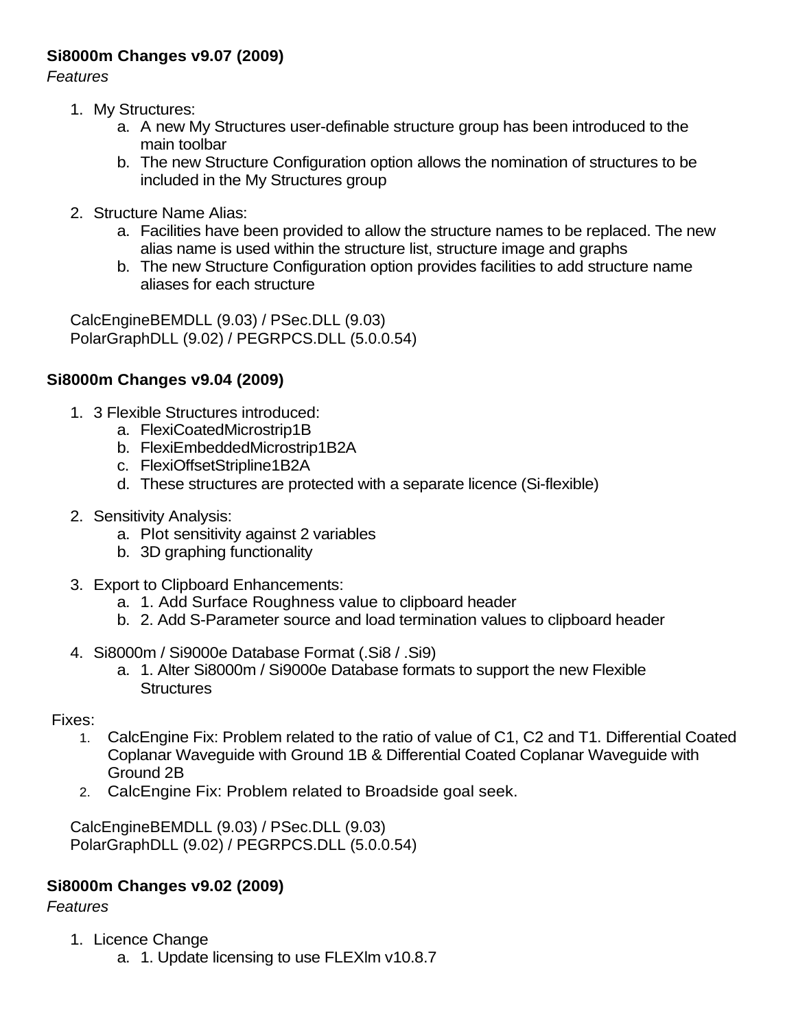**Si8000m Changes v9.07 (2009)**

*Features*

1. My Structures:
    a. A new My Structures user-definable structure group has been introduced to the main toolbar
    b. The new Structure Configuration option allows the nomination of structures to be included in the My Structures group

2. Structure Name Alias:
    a. Facilities have been provided to allow the structure names to be replaced. The new alias name is used within the structure list, structure image and graphs
    b. The new Structure Configuration option provides facilities to add structure name aliases for each structure

CalcEngineBEMDLL (9.03) / PSec.DLL (9.03)
PolarGraphDLL (9.02) / PEGRPCS.DLL (5.0.0.54)

**Si8000m Changes v9.04 (2009)**

1. 3 Flexible Structures introduced:
    a. FlexiCoatedMicrostrip1B
    b. FlexiEmbeddedMicrostrip1B2A
    c. FlexiOffsetStripline1B2A
    d. These structures are protected with a separate licence (Si-flexible)

2. Sensitivity Analysis:
    a. Plot sensitivity against 2 variables
    b. 3D graphing functionality

3. Export to Clipboard Enhancements:
    a. 1. Add Surface Roughness value to clipboard header
    b. 2. Add S-Parameter source and load termination values to clipboard header

4. Si8000m / Si9000e Database Format (.Si8 / .Si9)
    a. 1. Alter Si8000m / Si9000e Database formats to support the new Flexible Structures

Fixes:

1. CalcEngine Fix: Problem related to the ratio of value of C1, C2 and T1. Differential Coated Coplanar Waveguide with Ground 1B & Differential Coated Coplanar Waveguide with Ground 2B
2. CalcEngine Fix: Problem related to Broadside goal seek.

CalcEngineBEMDLL (9.03) / PSec.DLL (9.03)
PolarGraphDLL (9.02) / PEGRPCS.DLL (5.0.0.54)

**Si8000m Changes v9.02 (2009)**

*Features*

1. Licence Change
    a. 1. Update licensing to use FLEXlm v10.8.7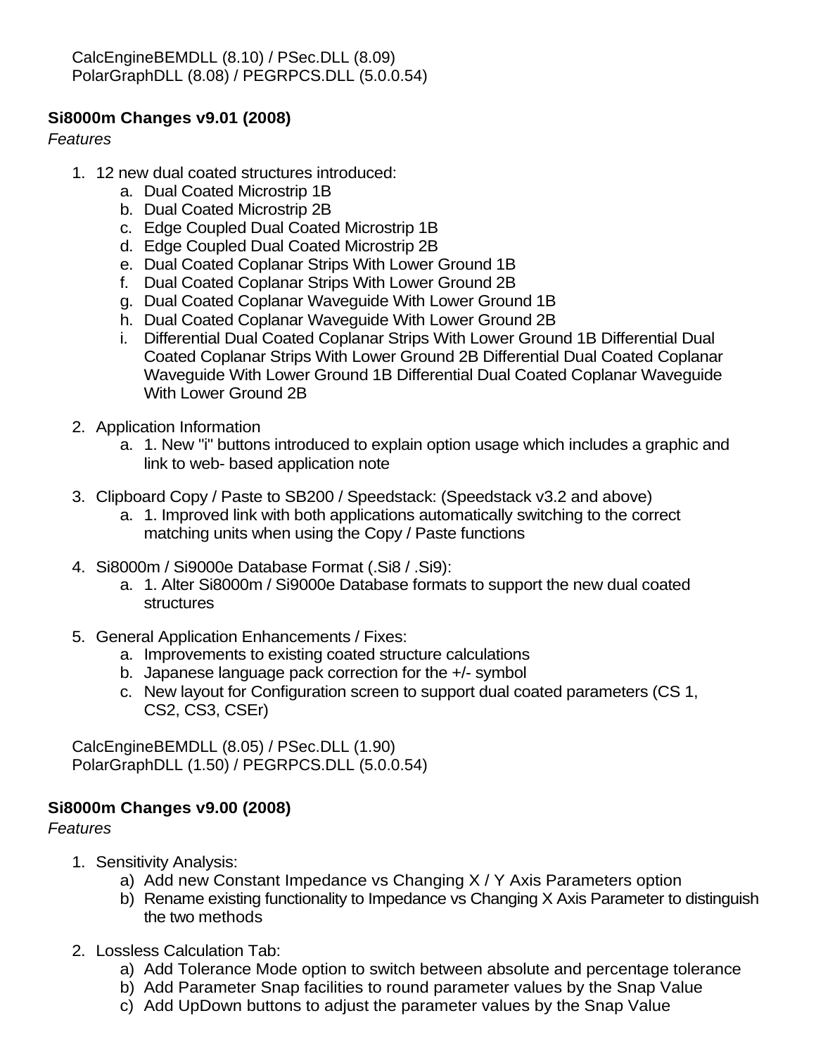CalcEngineBEMDLL (8.10) / PSec.DLL (8.09)
PolarGraphDLL (8.08) / PEGRPCS.DLL (5.0.0.54)

**Si8000m Changes v9.01 (2008)**

*Features*

1. 12 new dual coated structures introduced:
   a. Dual Coated Microstrip 1B
   b. Dual Coated Microstrip 2B
   c. Edge Coupled Dual Coated Microstrip 1B
   d. Edge Coupled Dual Coated Microstrip 2B
   e. Dual Coated Coplanar Strips With Lower Ground 1B
   f. Dual Coated Coplanar Strips With Lower Ground 2B
   g. Dual Coated Coplanar Waveguide With Lower Ground 1B
   h. Dual Coated Coplanar Waveguide With Lower Ground 2B
   i. Differential Dual Coated Coplanar Strips With Lower Ground 1B Differential Dual Coated Coplanar Strips With Lower Ground 2B Differential Dual Coated Coplanar Waveguide With Lower Ground 1B Differential Dual Coated Coplanar Waveguide With Lower Ground 2B

2. Application Information
   a. 1. New "i" buttons introduced to explain option usage which includes a graphic and link to web- based application note

3. Clipboard Copy / Paste to SB200 / Speedstack: (Speedstack v3.2 and above)
   a. 1. Improved link with both applications automatically switching to the correct matching units when using the Copy / Paste functions

4. Si8000m / Si9000e Database Format (.Si8 / .Si9):
   a. 1. Alter Si8000m / Si9000e Database formats to support the new dual coated structures

5. General Application Enhancements / Fixes:
   a. Improvements to existing coated structure calculations
   b. Japanese language pack correction for the +/- symbol
   c. New layout for Configuration screen to support dual coated parameters (CS 1, CS2, CS3, CSEr)

CalcEngineBEMDLL (8.05) / PSec.DLL (1.90)
PolarGraphDLL (1.50) / PEGRPCS.DLL (5.0.0.54)

**Si8000m Changes v9.00 (2008)**

*Features*

1. Sensitivity Analysis:
   a) Add new Constant Impedance vs Changing X / Y Axis Parameters option
   b) Rename existing functionality to Impedance vs Changing X Axis Parameter to distinguish the two methods

2. Lossless Calculation Tab:
   a) Add Tolerance Mode option to switch between absolute and percentage tolerance
   b) Add Parameter Snap facilities to round parameter values by the Snap Value
   c) Add UpDown buttons to adjust the parameter values by the Snap Value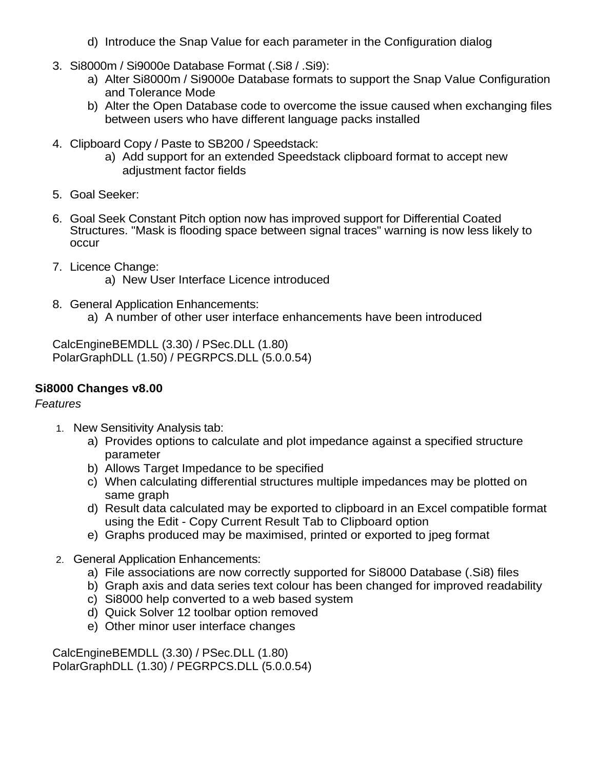d) Introduce the Snap Value for each parameter in the Configuration dialog

3. Si8000m / Si9000e Database Format (.Si8 / .Si9):
   a) Alter Si8000m / Si9000e Database formats to support the Snap Value Configuration and Tolerance Mode
   b) Alter the Open Database code to overcome the issue caused when exchanging files between users who have different language packs installed

4. Clipboard Copy / Paste to SB200 / Speedstack:
   a) Add support for an extended Speedstack clipboard format to accept new adjustment factor fields

5. Goal Seeker:

6. Goal Seek Constant Pitch option now has improved support for Differential Coated Structures. "Mask is flooding space between signal traces" warning is now less likely to occur

7. Licence Change:
   a) New User Interface Licence introduced

8. General Application Enhancements:
   a) A number of other user interface enhancements have been introduced

CalcEngineBEMDLL (3.30) / PSec.DLL (1.80)
PolarGraphDLL (1.50) / PEGRPCS.DLL (5.0.0.54)

**Si8000 Changes v8.00**

*Features*

1. New Sensitivity Analysis tab:
   a) Provides options to calculate and plot impedance against a specified structure parameter
   b) Allows Target Impedance to be specified
   c) When calculating differential structures multiple impedances may be plotted on same graph
   d) Result data calculated may be exported to clipboard in an Excel compatible format using the Edit - Copy Current Result Tab to Clipboard option
   e) Graphs produced may be maximised, printed or exported to jpeg format

2. General Application Enhancements:
   a) File associations are now correctly supported for Si8000 Database (.Si8) files
   b) Graph axis and data series text colour has been changed for improved readability
   c) Si8000 help converted to a web based system
   d) Quick Solver 12 toolbar option removed
   e) Other minor user interface changes

CalcEngineBEMDLL (3.30) / PSec.DLL (1.80)
PolarGraphDLL (1.30) / PEGRPCS.DLL (5.0.0.54)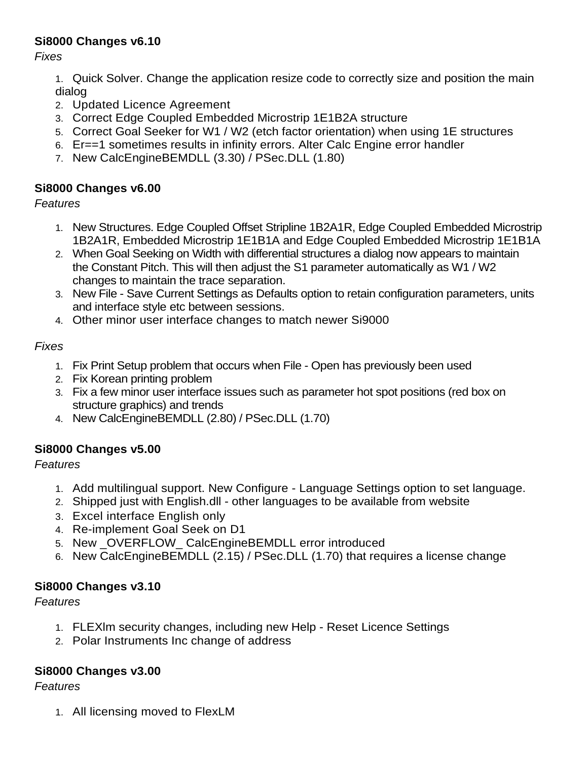**Si8000 Changes v6.10**

*Fixes*

1. Quick Solver. Change the application resize code to correctly size and position the main dialog
2. Updated Licence Agreement
3. Correct Edge Coupled Embedded Microstrip 1E1B2A structure
5. Correct Goal Seeker for W1 / W2 (etch factor orientation) when using 1E structures
6. Er==1 sometimes results in infinity errors. Alter Calc Engine error handler
7. New CalcEngineBEMDLL (3.30) / PSec.DLL (1.80)

**Si8000 Changes v6.00**

*Features*

1. New Structures. Edge Coupled Offset Stripline 1B2A1R, Edge Coupled Embedded Microstrip 1B2A1R, Embedded Microstrip 1E1B1A and Edge Coupled Embedded Microstrip 1E1B1A
2. When Goal Seeking on Width with differential structures a dialog now appears to maintain the Constant Pitch. This will then adjust the S1 parameter automatically as W1 / W2 changes to maintain the trace separation.
3. New File - Save Current Settings as Defaults option to retain configuration parameters, units and interface style etc between sessions.
4. Other minor user interface changes to match newer Si9000

*Fixes*

1. Fix Print Setup problem that occurs when File - Open has previously been used
2. Fix Korean printing problem
3. Fix a few minor user interface issues such as parameter hot spot positions (red box on structure graphics) and trends
4. New CalcEngineBEMDLL (2.80) / PSec.DLL (1.70)

**Si8000 Changes v5.00**

*Features*

1. Add multilingual support. New Configure - Language Settings option to set language.
2. Shipped just with English.dll - other languages to be available from website
3. Excel interface English only
4. Re-implement Goal Seek on D1
5. New _OVERFLOW_ CalcEngineBEMDLL error introduced
6. New CalcEngineBEMDLL (2.15) / PSec.DLL (1.70) that requires a license change

**Si8000 Changes v3.10**

*Features*

1. FLEXlm security changes, including new Help - Reset Licence Settings
2. Polar Instruments Inc change of address

**Si8000 Changes v3.00**

*Features*

1. All licensing moved to FlexLM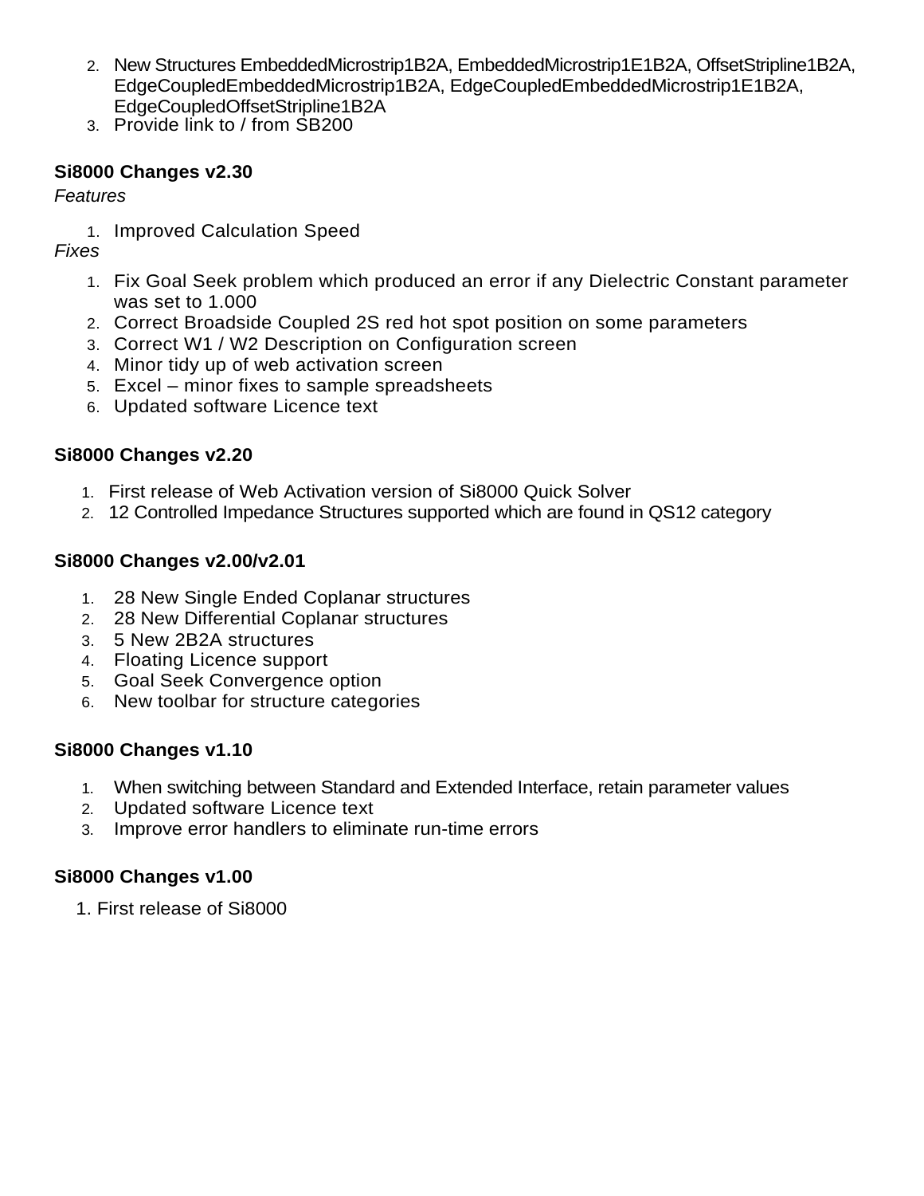2. New Structures EmbeddedMicrostrip1B2A, EmbeddedMicrostrip1E1B2A, OffsetStripline1B2A, EdgeCoupledEmbeddedMicrostrip1B2A, EdgeCoupledEmbeddedMicrostrip1E1B2A, EdgeCoupledOffsetStripline1B2A
3. Provide link to / from SB200

**Si8000 Changes v2.30**

*Features*

1. Improved Calculation Speed

*Fixes*

1. Fix Goal Seek problem which produced an error if any Dielectric Constant parameter was set to 1.000
2. Correct Broadside Coupled 2S red hot spot position on some parameters
3. Correct W1 / W2 Description on Configuration screen
4. Minor tidy up of web activation screen
5. Excel – minor fixes to sample spreadsheets
6. Updated software Licence text

**Si8000 Changes v2.20**

1. First release of Web Activation version of Si8000 Quick Solver
2. 12 Controlled Impedance Structures supported which are found in QS12 category

**Si8000 Changes v2.00/v2.01**

1. 28 New Single Ended Coplanar structures
2. 28 New Differential Coplanar structures
3. 5 New 2B2A structures
4. Floating Licence support
5. Goal Seek Convergence option
6. New toolbar for structure categories

**Si8000 Changes v1.10**

1. When switching between Standard and Extended Interface, retain parameter values
2. Updated software Licence text
3. Improve error handlers to eliminate run-time errors

**Si8000 Changes v1.00**

1. First release of Si8000